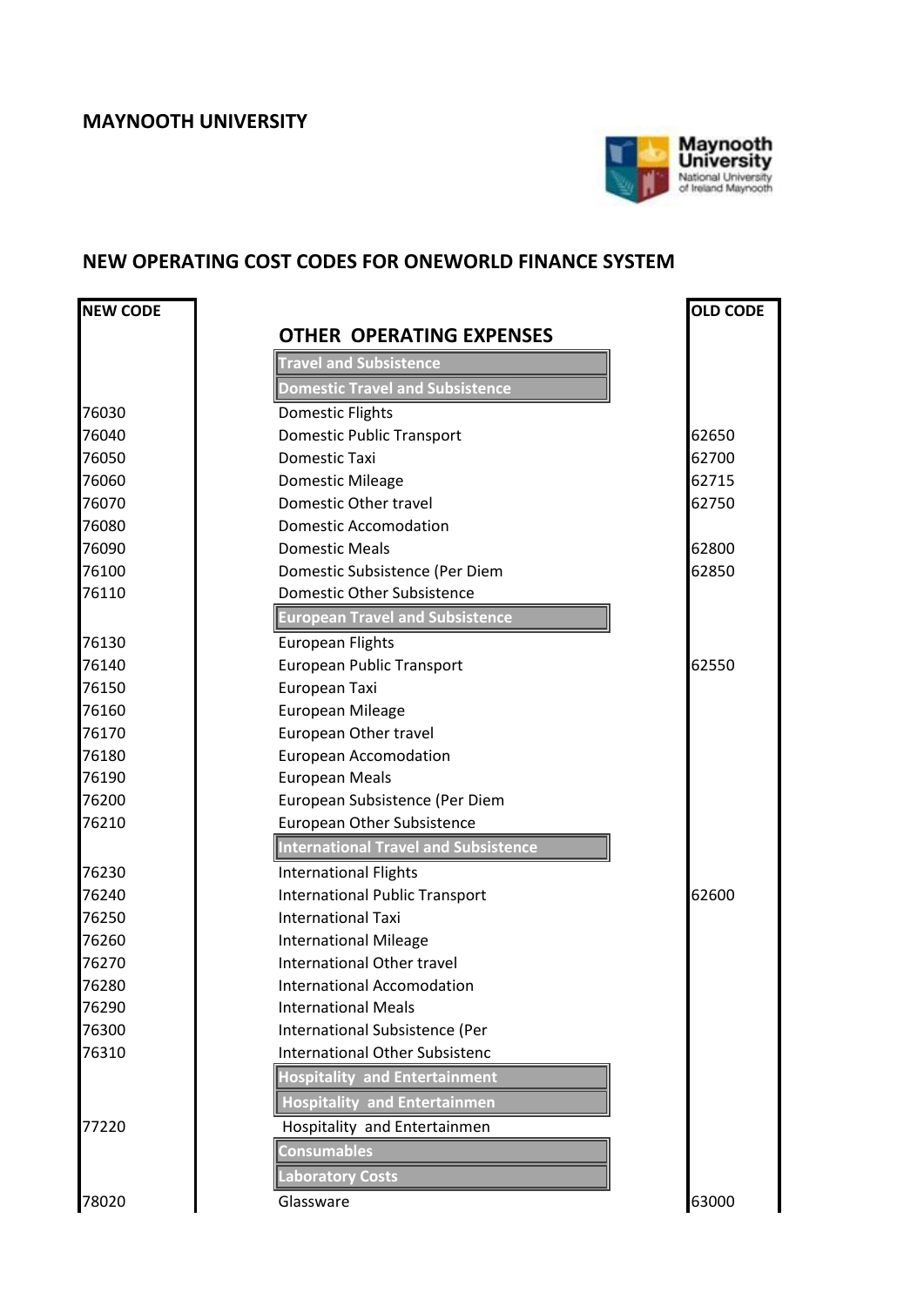# MAYNOOTH UNIVERSITY

## NEW OPERATING COST CODES FOR ONEWORLD FINANCE SYSTEM

| NEW CODE | | OLD CODE |
|---|---|---|
| | **OTHER OPERATING EXPENSES** | |
| | **Travel and Subsistence** | |
| | **Domestic Travel and Subsistence** | |
| 76030 | Domestic Flights | |
| 76040 | Domestic Public Transport | 62650 |
| 76050 | Domestic Taxi | 62700 |
| 76060 | Domestic Mileage | 62715 |
| 76070 | Domestic Other travel | 62750 |
| 76080 | Domestic Accomodation | |
| 76090 | Domestic Meals | 62800 |
| 76100 | Domestic Subsistence (Per Diem | 62850 |
| 76110 | Domestic Other Subsistence | |
| | **European Travel and Subsistence** | |
| 76130 | European Flights | |
| 76140 | European Public Transport | 62550 |
| 76150 | European Taxi | |
| 76160 | European Mileage | |
| 76170 | European Other travel | |
| 76180 | European Accomodation | |
| 76190 | European Meals | |
| 76200 | European Subsistence (Per Diem | |
| 76210 | European Other Subsistence | |
| | **International Travel and Subsistence** | |
| 76230 | International Flights | |
| 76240 | International Public Transport | 62600 |
| 76250 | International Taxi | |
| 76260 | International Mileage | |
| 76270 | International Other travel | |
| 76280 | International Accomodation | |
| 76290 | International Meals | |
| 76300 | International Subsistence (Per | |
| 76310 | International Other Subsistenc | |
| | **Hospitality and Entertainment** | |
| | **Hospitality and Entertainmen** | |
| 77220 | Hospitality and Entertainmen | |
| | **Consumables** | |
| | **Laboratory Costs** | |
| 78020 | Glassware | 63000 |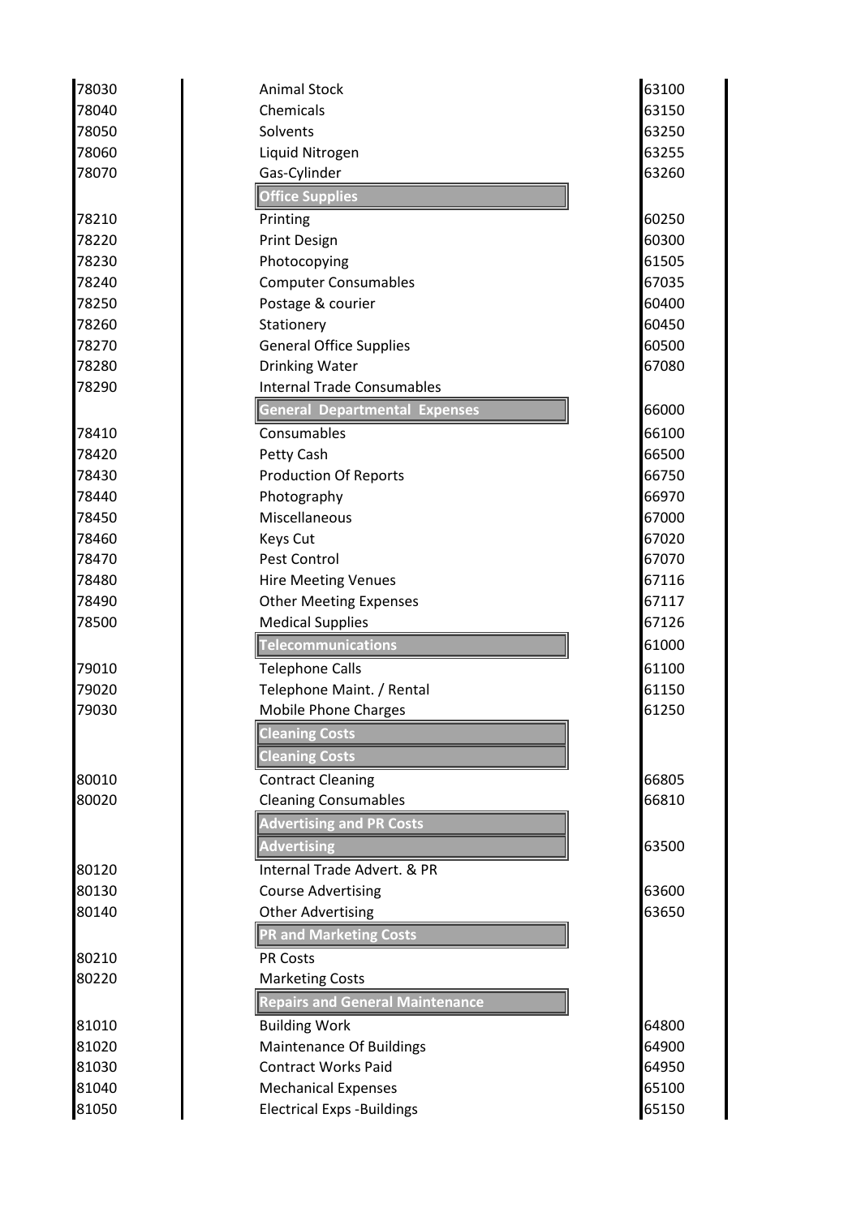| | | |
|---|---|---|
| 78030 | Animal Stock | 63100 |
| 78040 | Chemicals | 63150 |
| 78050 | Solvents | 63250 |
| 78060 | Liquid Nitrogen | 63255 |
| 78070 | Gas-Cylinder | 63260 |
| | **Office Supplies** | |
| 78210 | Printing | 60250 |
| 78220 | Print Design | 60300 |
| 78230 | Photocopying | 61505 |
| 78240 | Computer Consumables | 67035 |
| 78250 | Postage & courier | 60400 |
| 78260 | Stationery | 60450 |
| 78270 | General Office Supplies | 60500 |
| 78280 | Drinking Water | 67080 |
| 78290 | Internal Trade Consumables | |
| | **General Departmental Expenses** | 66000 |
| 78410 | Consumables | 66100 |
| 78420 | Petty Cash | 66500 |
| 78430 | Production Of Reports | 66750 |
| 78440 | Photography | 66970 |
| 78450 | Miscellaneous | 67000 |
| 78460 | Keys Cut | 67020 |
| 78470 | Pest Control | 67070 |
| 78480 | Hire Meeting Venues | 67116 |
| 78490 | Other Meeting Expenses | 67117 |
| 78500 | Medical Supplies | 67126 |
| | **Telecommunications** | 61000 |
| 79010 | Telephone Calls | 61100 |
| 79020 | Telephone Maint. / Rental | 61150 |
| 79030 | Mobile Phone Charges | 61250 |
| | **Cleaning Costs** | |
| | **Cleaning Costs** | |
| 80010 | Contract Cleaning | 66805 |
| 80020 | Cleaning Consumables | 66810 |
| | **Advertising and PR Costs** | |
| | **Advertising** | 63500 |
| 80120 | Internal Trade Advert. & PR | |
| 80130 | Course Advertising | 63600 |
| 80140 | Other Advertising | 63650 |
| | **PR and Marketing Costs** | |
| 80210 | PR Costs | |
| 80220 | Marketing Costs | |
| | **Repairs and General Maintenance** | |
| 81010 | Building Work | 64800 |
| 81020 | Maintenance Of Buildings | 64900 |
| 81030 | Contract Works Paid | 64950 |
| 81040 | Mechanical Expenses | 65100 |
| 81050 | Electrical Exps -Buildings | 65150 |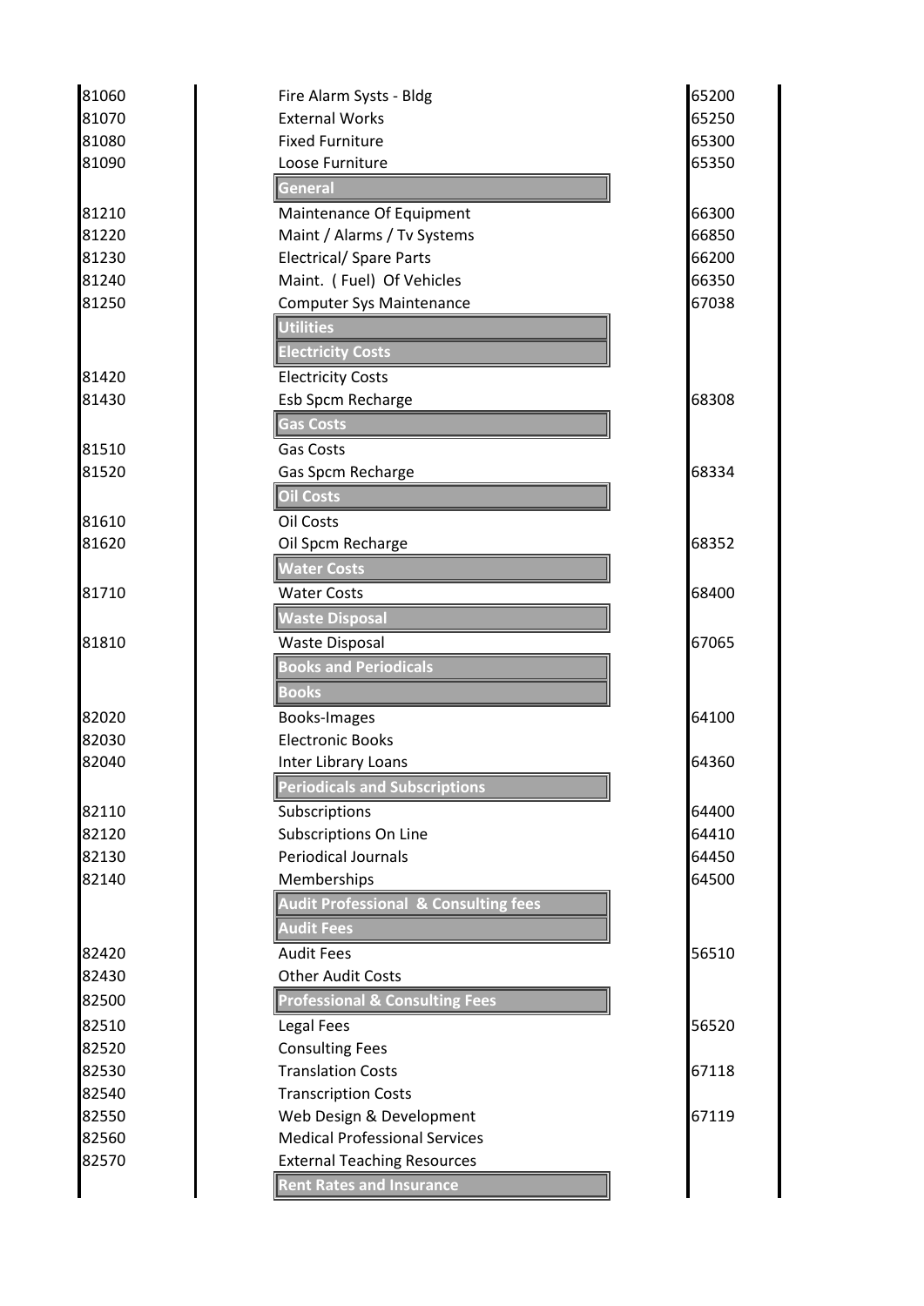| | | |
|---|---|---|
| 81060 | Fire Alarm Systs - Bldg | 65200 |
| 81070 | External Works | 65250 |
| 81080 | Fixed Furniture | 65300 |
| 81090 | Loose Furniture | 65350 |
| | **General** | |
| 81210 | Maintenance Of Equipment | 66300 |
| 81220 | Maint / Alarms / Tv Systems | 66850 |
| 81230 | Electrical/ Spare Parts | 66200 |
| 81240 | Maint. ( Fuel) Of Vehicles | 66350 |
| 81250 | Computer Sys Maintenance | 67038 |
| | **Utilities** | |
| | **Electricity Costs** | |
| 81420 | Electricity Costs | |
| 81430 | Esb Spcm Recharge | 68308 |
| | **Gas Costs** | |
| 81510 | Gas Costs | |
| 81520 | Gas Spcm Recharge | 68334 |
| | **Oil Costs** | |
| 81610 | Oil Costs | |
| 81620 | Oil Spcm Recharge | 68352 |
| | **Water Costs** | |
| 81710 | Water Costs | 68400 |
| | **Waste Disposal** | |
| 81810 | Waste Disposal | 67065 |
| | **Books and Periodicals** | |
| | **Books** | |
| 82020 | Books-Images | 64100 |
| 82030 | Electronic Books | |
| 82040 | Inter Library Loans | 64360 |
| | **Periodicals and Subscriptions** | |
| 82110 | Subscriptions | 64400 |
| 82120 | Subscriptions On Line | 64410 |
| 82130 | Periodical Journals | 64450 |
| 82140 | Memberships | 64500 |
| | **Audit Professional & Consulting fees** | |
| | **Audit Fees** | |
| 82420 | Audit Fees | 56510 |
| 82430 | Other Audit Costs | |
| 82500 | **Professional & Consulting Fees** | |
| 82510 | Legal Fees | 56520 |
| 82520 | Consulting Fees | |
| 82530 | Translation Costs | 67118 |
| 82540 | Transcription Costs | |
| 82550 | Web Design & Development | 67119 |
| 82560 | Medical Professional Services | |
| 82570 | External Teaching Resources | |
| | **Rent Rates and Insurance** | |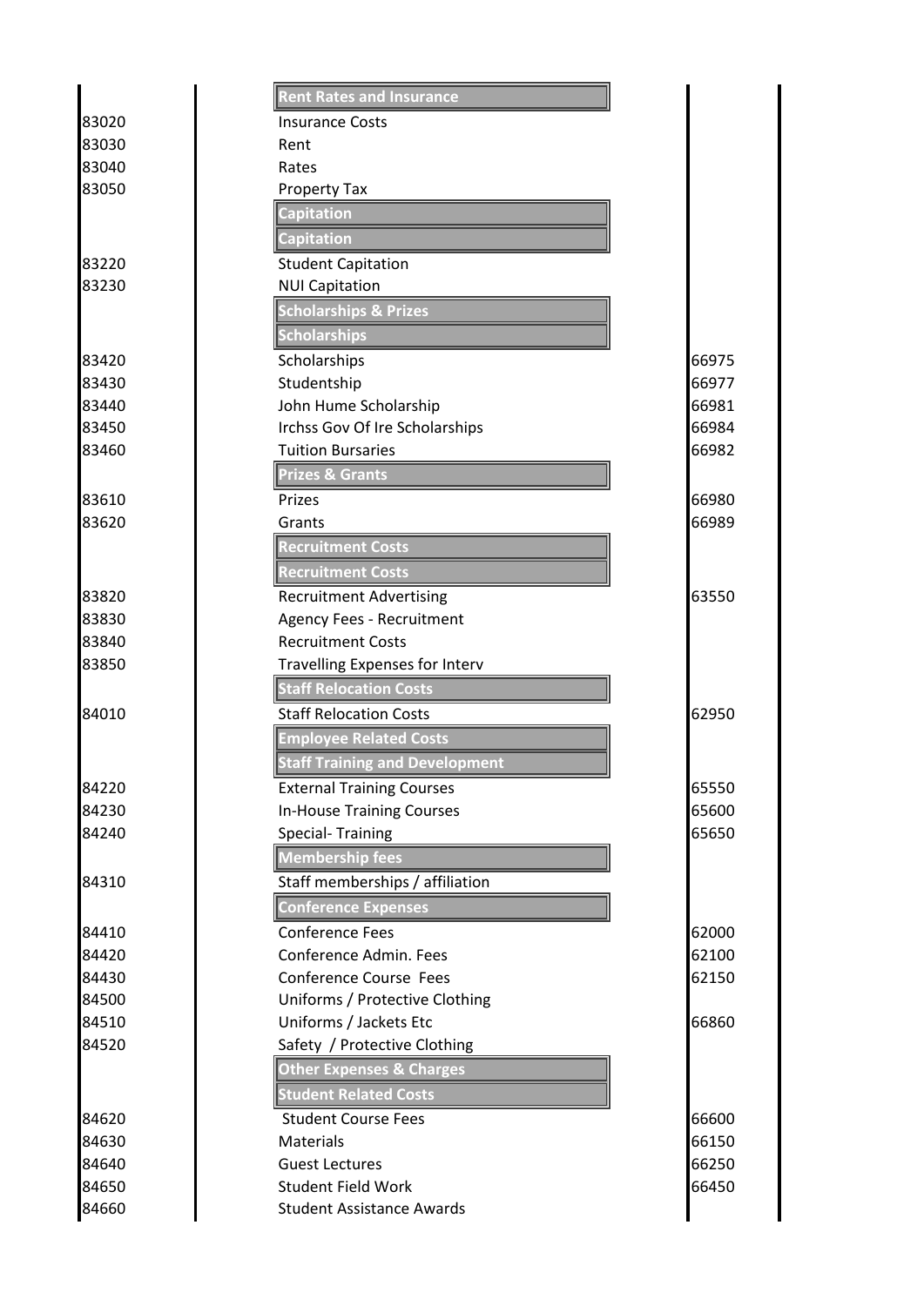| | | |
|---|---|---|
| | **Rent Rates and Insurance** | |
| 83020 | Insurance Costs | |
| 83030 | Rent | |
| 83040 | Rates | |
| 83050 | Property Tax | |
| | **Capitation** | |
| | **Capitation** | |
| 83220 | Student Capitation | |
| 83230 | NUI Capitation | |
| | **Scholarships & Prizes** | |
| | **Scholarships** | |
| 83420 | Scholarships | 66975 |
| 83430 | Studentship | 66977 |
| 83440 | John Hume Scholarship | 66981 |
| 83450 | Irchss Gov Of Ire Scholarships | 66984 |
| 83460 | Tuition Bursaries | 66982 |
| | **Prizes & Grants** | |
| 83610 | Prizes | 66980 |
| 83620 | Grants | 66989 |
| | **Recruitment Costs** | |
| | **Recruitment Costs** | |
| 83820 | Recruitment Advertising | 63550 |
| 83830 | Agency Fees - Recruitment | |
| 83840 | Recruitment Costs | |
| 83850 | Travelling Expenses for Interv | |
| | **Staff Relocation Costs** | |
| 84010 | Staff Relocation Costs | 62950 |
| | **Employee Related Costs** | |
| | **Staff Training and Development** | |
| 84220 | External Training Courses | 65550 |
| 84230 | In-House Training Courses | 65600 |
| 84240 | Special- Training | 65650 |
| | **Membership fees** | |
| 84310 | Staff memberships / affiliation | |
| | **Conference Expenses** | |
| 84410 | Conference Fees | 62000 |
| 84420 | Conference Admin. Fees | 62100 |
| 84430 | Conference Course Fees | 62150 |
| 84500 | Uniforms / Protective Clothing | |
| 84510 | Uniforms / Jackets Etc | 66860 |
| 84520 | Safety / Protective Clothing | |
| | **Other Expenses & Charges** | |
| | **Student Related Costs** | |
| 84620 | Student Course Fees | 66600 |
| 84630 | Materials | 66150 |
| 84640 | Guest Lectures | 66250 |
| 84650 | Student Field Work | 66450 |
| 84660 | Student Assistance Awards | |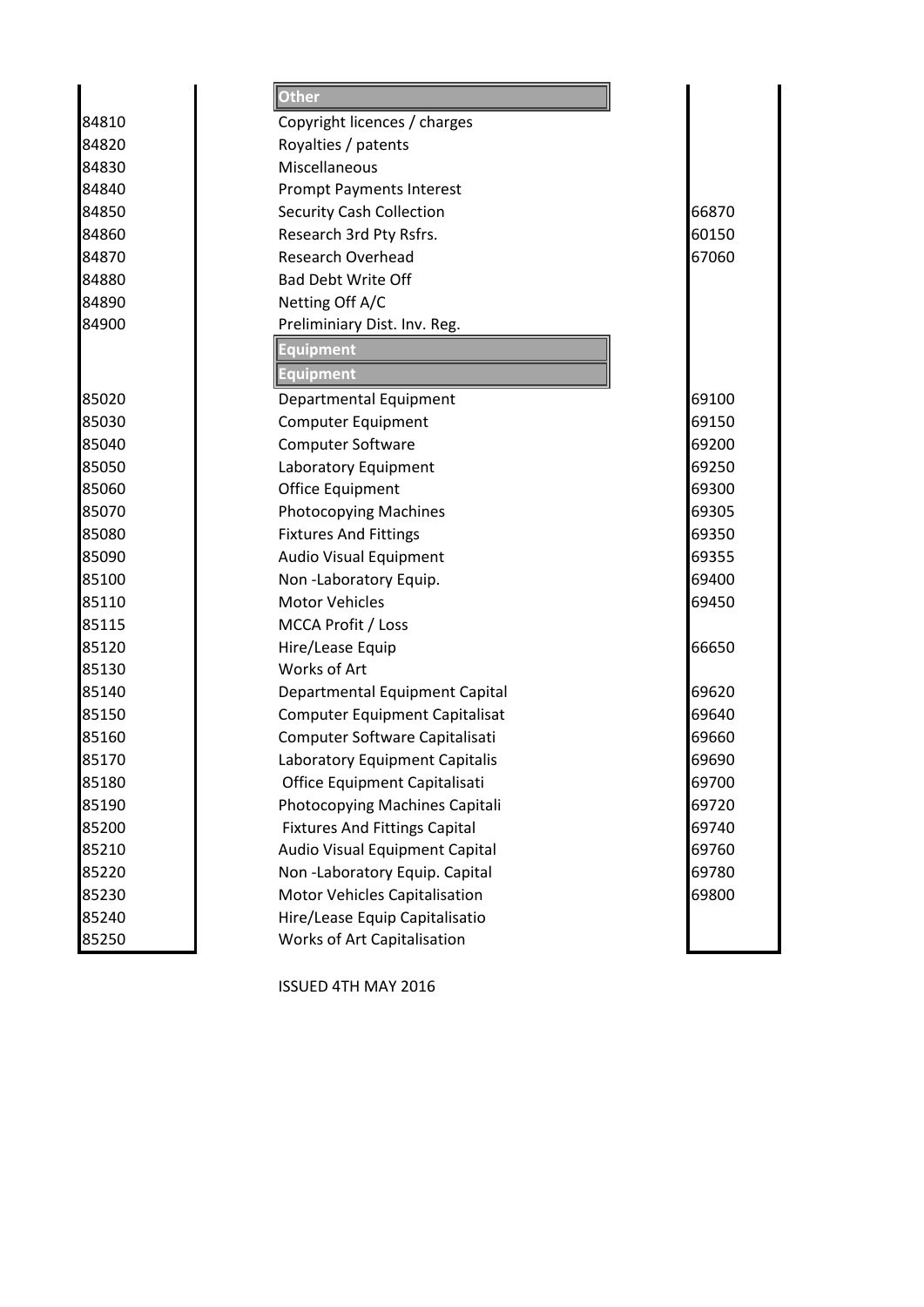| | | |
|---|---|---|
| | **Other** | |
| 84810 | Copyright licences / charges | |
| 84820 | Royalties / patents | |
| 84830 | Miscellaneous | |
| 84840 | Prompt Payments Interest | |
| 84850 | Security Cash Collection | 66870 |
| 84860 | Research 3rd Pty Rsfrs. | 60150 |
| 84870 | Research Overhead | 67060 |
| 84880 | Bad Debt Write Off | |
| 84890 | Netting Off A/C | |
| 84900 | Preliminiary Dist. Inv. Reg. | |
| | **Equipment** | |
| | **Equipment** | |
| 85020 | Departmental Equipment | 69100 |
| 85030 | Computer Equipment | 69150 |
| 85040 | Computer Software | 69200 |
| 85050 | Laboratory Equipment | 69250 |
| 85060 | Office Equipment | 69300 |
| 85070 | Photocopying Machines | 69305 |
| 85080 | Fixtures And Fittings | 69350 |
| 85090 | Audio Visual Equipment | 69355 |
| 85100 | Non -Laboratory Equip. | 69400 |
| 85110 | Motor Vehicles | 69450 |
| 85115 | MCCA Profit / Loss | |
| 85120 | Hire/Lease Equip | 66650 |
| 85130 | Works of Art | |
| 85140 | Departmental Equipment Capital | 69620 |
| 85150 | Computer Equipment Capitalisat | 69640 |
| 85160 | Computer Software Capitalisati | 69660 |
| 85170 | Laboratory Equipment Capitalis | 69690 |
| 85180 | Office Equipment Capitalisati | 69700 |
| 85190 | Photocopying Machines Capitali | 69720 |
| 85200 | Fixtures And Fittings Capital | 69740 |
| 85210 | Audio Visual Equipment Capital | 69760 |
| 85220 | Non -Laboratory Equip. Capital | 69780 |
| 85230 | Motor Vehicles Capitalisation | 69800 |
| 85240 | Hire/Lease Equip Capitalisatio | |
| 85250 | Works of Art Capitalisation | |

ISSUED 4TH MAY 2016